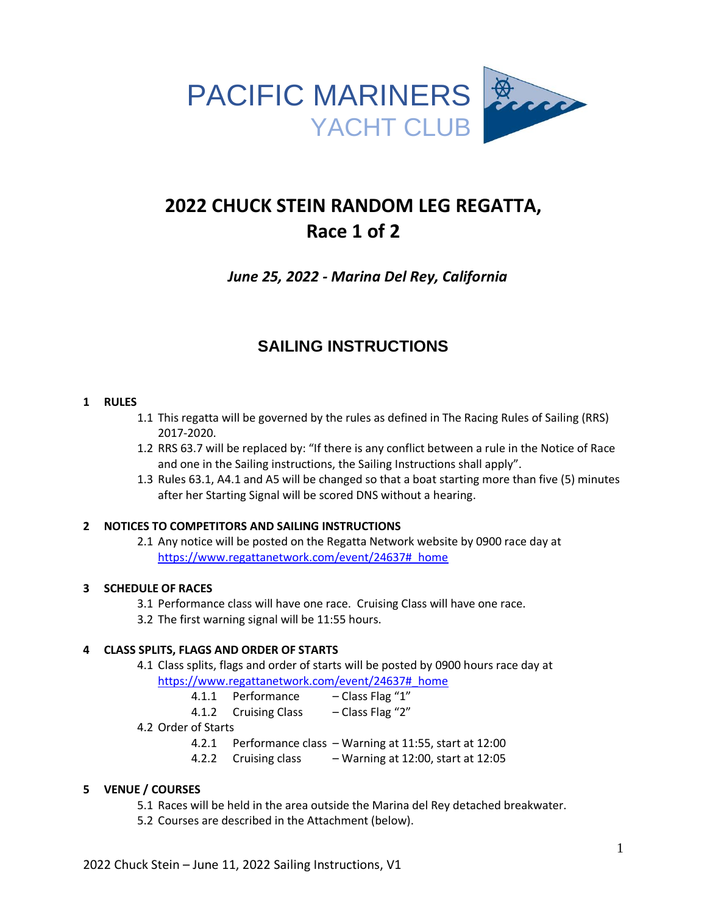PACIFIC MARINERS
YACHT CLUB

# 2022 CHUCK STEIN RANDOM LEG REGATTA, Race 1 of 2

***June 25, 2022 - Marina Del Rey, California***

## SAILING INSTRUCTIONS

### 1 RULES

1.1 This regatta will be governed by the rules as defined in The Racing Rules of Sailing (RRS) 2017-2020.

1.2 RRS 63.7 will be replaced by: "If there is any conflict between a rule in the Notice of Race and one in the Sailing instructions, the Sailing Instructions shall apply".

1.3 Rules 63.1, A4.1 and A5 will be changed so that a boat starting more than five (5) minutes after her Starting Signal will be scored DNS without a hearing.

### 2 NOTICES TO COMPETITORS AND SAILING INSTRUCTIONS

2.1 Any notice will be posted on the Regatta Network website by 0900 race day at https://www.regattanetwork.com/event/24637#_home

### 3 SCHEDULE OF RACES

3.1 Performance class will have one race. Cruising Class will have one race.

3.2 The first warning signal will be 11:55 hours.

### 4 CLASS SPLITS, FLAGS AND ORDER OF STARTS

4.1 Class splits, flags and order of starts will be posted by 0900 hours race day at https://www.regattanetwork.com/event/24637#_home

- 4.1.1 Performance – Class Flag "1"
- 4.1.2 Cruising Class – Class Flag "2"

4.2 Order of Starts

- 4.2.1 Performance class – Warning at 11:55, start at 12:00
- 4.2.2 Cruising class – Warning at 12:00, start at 12:05

### 5 VENUE / COURSES

5.1 Races will be held in the area outside the Marina del Rey detached breakwater.

5.2 Courses are described in the Attachment (below).

2022 Chuck Stein – June 11, 2022 Sailing Instructions, V1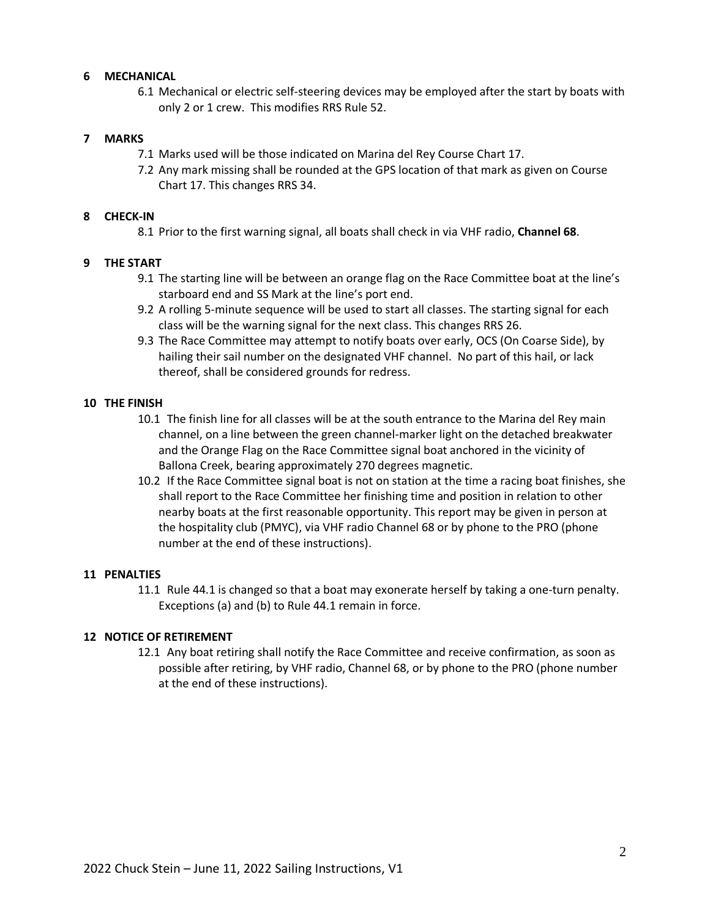## 6 MECHANICAL

6.1 Mechanical or electric self-steering devices may be employed after the start by boats with only 2 or 1 crew. This modifies RRS Rule 52.

## 7 MARKS

7.1 Marks used will be those indicated on Marina del Rey Course Chart 17.

7.2 Any mark missing shall be rounded at the GPS location of that mark as given on Course Chart 17. This changes RRS 34.

## 8 CHECK-IN

8.1 Prior to the first warning signal, all boats shall check in via VHF radio, **Channel 68**.

## 9 THE START

9.1 The starting line will be between an orange flag on the Race Committee boat at the line's starboard end and SS Mark at the line's port end.

9.2 A rolling 5-minute sequence will be used to start all classes. The starting signal for each class will be the warning signal for the next class. This changes RRS 26.

9.3 The Race Committee may attempt to notify boats over early, OCS (On Coarse Side), by hailing their sail number on the designated VHF channel. No part of this hail, or lack thereof, shall be considered grounds for redress.

## 10 THE FINISH

10.1 The finish line for all classes will be at the south entrance to the Marina del Rey main channel, on a line between the green channel-marker light on the detached breakwater and the Orange Flag on the Race Committee signal boat anchored in the vicinity of Ballona Creek, bearing approximately 270 degrees magnetic.

10.2 If the Race Committee signal boat is not on station at the time a racing boat finishes, she shall report to the Race Committee her finishing time and position in relation to other nearby boats at the first reasonable opportunity. This report may be given in person at the hospitality club (PMYC), via VHF radio Channel 68 or by phone to the PRO (phone number at the end of these instructions).

## 11 PENALTIES

11.1 Rule 44.1 is changed so that a boat may exonerate herself by taking a one-turn penalty. Exceptions (a) and (b) to Rule 44.1 remain in force.

## 12 NOTICE OF RETIREMENT

12.1 Any boat retiring shall notify the Race Committee and receive confirmation, as soon as possible after retiring, by VHF radio, Channel 68, or by phone to the PRO (phone number at the end of these instructions).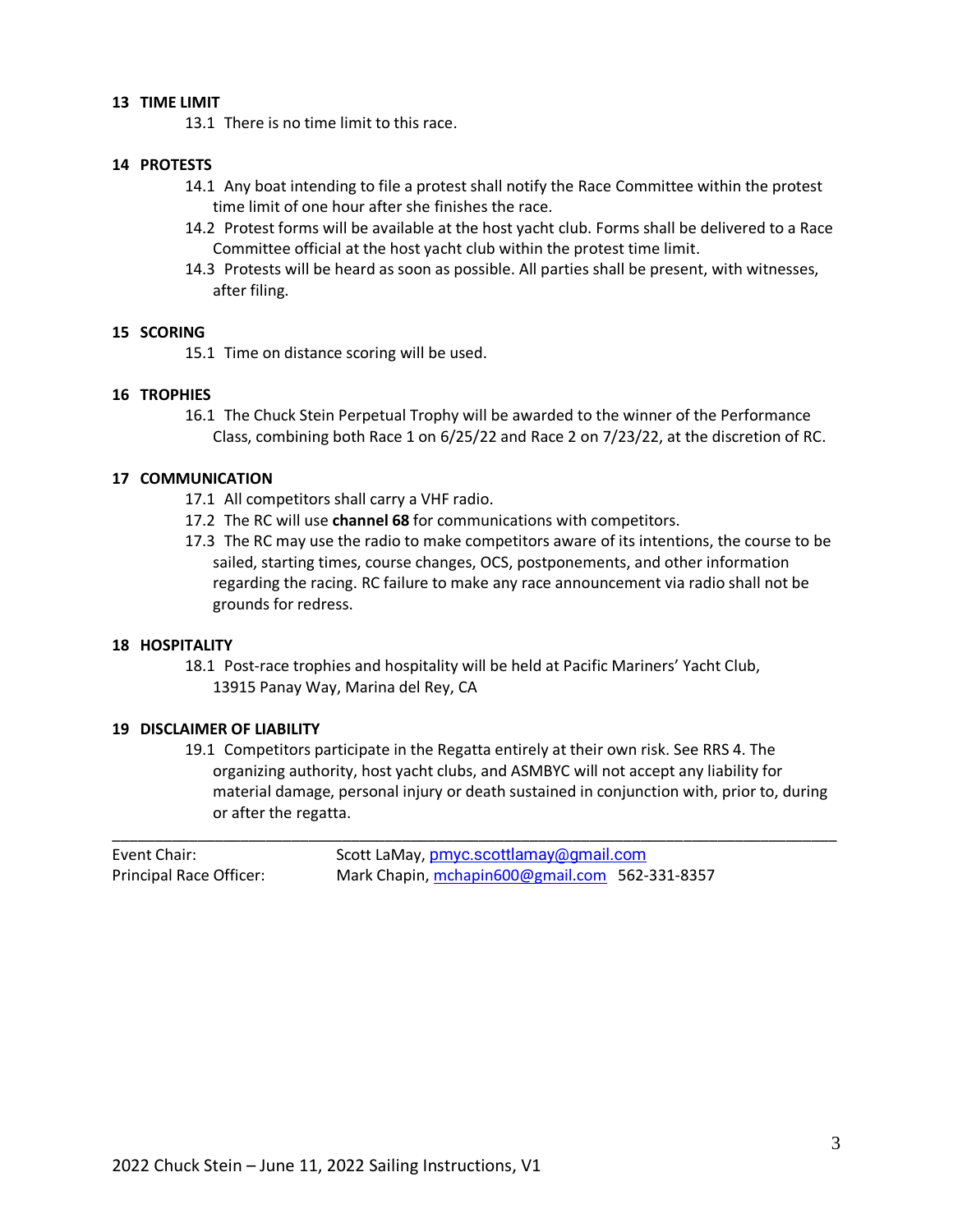## 13 TIME LIMIT

13.1 There is no time limit to this race.

## 14 PROTESTS

14.1 Any boat intending to file a protest shall notify the Race Committee within the protest time limit of one hour after she finishes the race.

14.2 Protest forms will be available at the host yacht club. Forms shall be delivered to a Race Committee official at the host yacht club within the protest time limit.

14.3 Protests will be heard as soon as possible. All parties shall be present, with witnesses, after filing.

## 15 SCORING

15.1 Time on distance scoring will be used.

## 16 TROPHIES

16.1 The Chuck Stein Perpetual Trophy will be awarded to the winner of the Performance Class, combining both Race 1 on 6/25/22 and Race 2 on 7/23/22, at the discretion of RC.

## 17 COMMUNICATION

17.1 All competitors shall carry a VHF radio.

17.2 The RC will use **channel 68** for communications with competitors.

17.3 The RC may use the radio to make competitors aware of its intentions, the course to be sailed, starting times, course changes, OCS, postponements, and other information regarding the racing. RC failure to make any race announcement via radio shall not be grounds for redress.

## 18 HOSPITALITY

18.1 Post-race trophies and hospitality will be held at Pacific Mariners' Yacht Club, 13915 Panay Way, Marina del Rey, CA

## 19 DISCLAIMER OF LIABILITY

19.1 Competitors participate in the Regatta entirely at their own risk. See RRS 4. The organizing authority, host yacht clubs, and ASMBYC will not accept any liability for material damage, personal injury or death sustained in conjunction with, prior to, during or after the regatta.

---

Event Chair: Scott LaMay, pmyc.scottlamay@gmail.com

Principal Race Officer: Mark Chapin, mchapin600@gmail.com 562-331-8357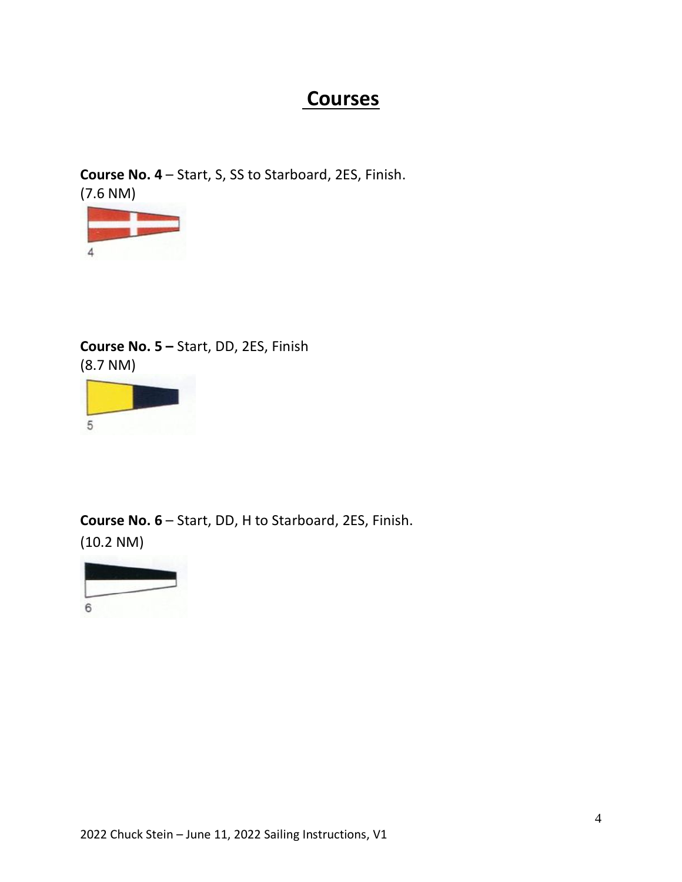# Courses

**Course No. 4** – Start, S, SS to Starboard, 2ES, Finish.
(7.6 NM)

4

**Course No. 5 –** Start, DD, 2ES, Finish
(8.7 NM)

5

**Course No. 6** – Start, DD, H to Starboard, 2ES, Finish.
(10.2 NM)

6